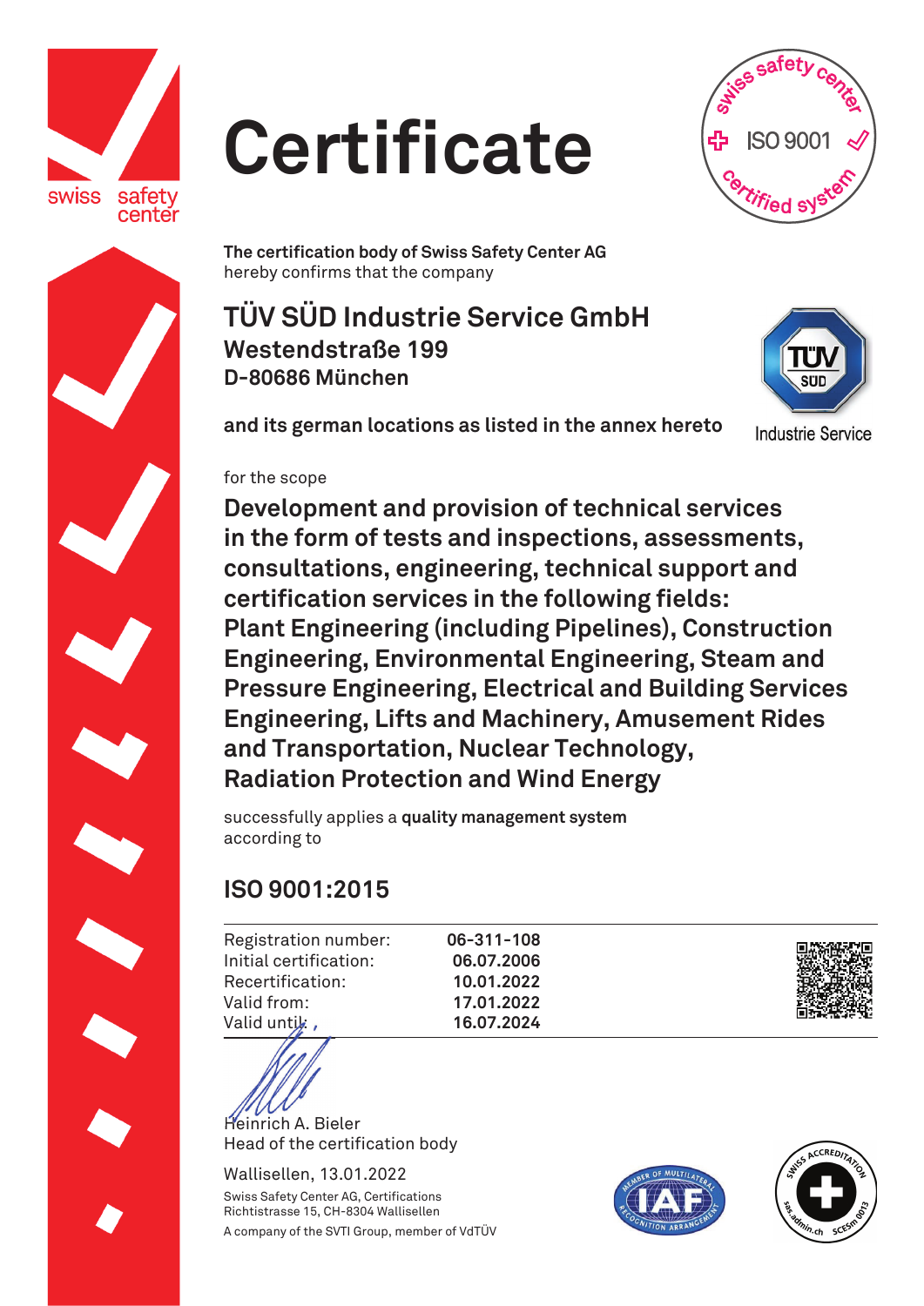# Certificate

**The certification body of Swiss Safety Center AG**
hereby confirms that the company

## TÜV SÜD Industrie Service GmbH

**Westendstraße 199**
**D-80686 München**

**and its german locations as listed in the annex hereto**

for the scope

**Development and provision of technical services in the form of tests and inspections, assessments, consultations, engineering, technical support and certification services in the following fields: Plant Engineering (including Pipelines), Construction Engineering, Environmental Engineering, Steam and Pressure Engineering, Electrical and Building Services Engineering, Lifts and Machinery, Amusement Rides and Transportation, Nuclear Technology, Radiation Protection and Wind Energy**

successfully applies a **quality management system** according to

## ISO 9001:2015

| | |
|---|---|
| Registration number: | **06-311-108** |
| Initial certification: | **06.07.2006** |
| Recertification: | **10.01.2022** |
| Valid from: | **17.01.2022** |
| Valid until: | **16.07.2024** |

Heinrich A. Bieler
Head of the certification body

Wallisellen, 13.01.2022

Swiss Safety Center AG, Certifications
Richtistrasse 15, CH-8304 Wallisellen
A company of the SVTI Group, member of VdTÜV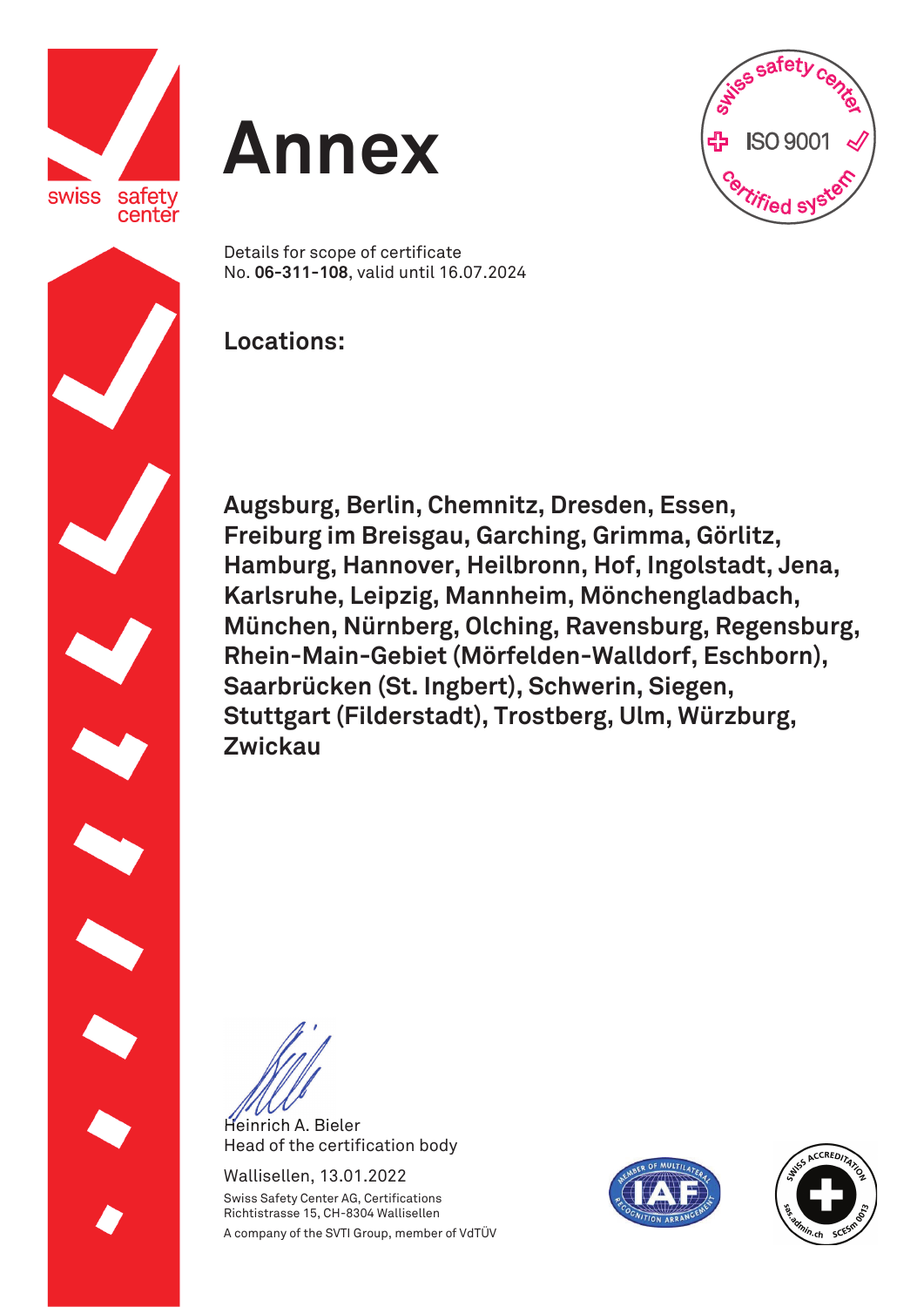# Annex

Details for scope of certificate
No. **06-311-108**, valid until 16.07.2024

## Locations:

**Augsburg, Berlin, Chemnitz, Dresden, Essen, Freiburg im Breisgau, Garching, Grimma, Görlitz, Hamburg, Hannover, Heilbronn, Hof, Ingolstadt, Jena, Karlsruhe, Leipzig, Mannheim, Mönchengladbach, München, Nürnberg, Olching, Ravensburg, Regensburg, Rhein-Main-Gebiet (Mörfelden-Walldorf, Eschborn), Saarbrücken (St. Ingbert), Schwerin, Siegen, Stuttgart (Filderstadt), Trostberg, Ulm, Würzburg, Zwickau**

Heinrich A. Bieler
Head of the certification body

Wallisellen, 13.01.2022

Swiss Safety Center AG, Certifications
Richtistrasse 15, CH-8304 Wallisellen
A company of the SVTI Group, member of VdTÜV